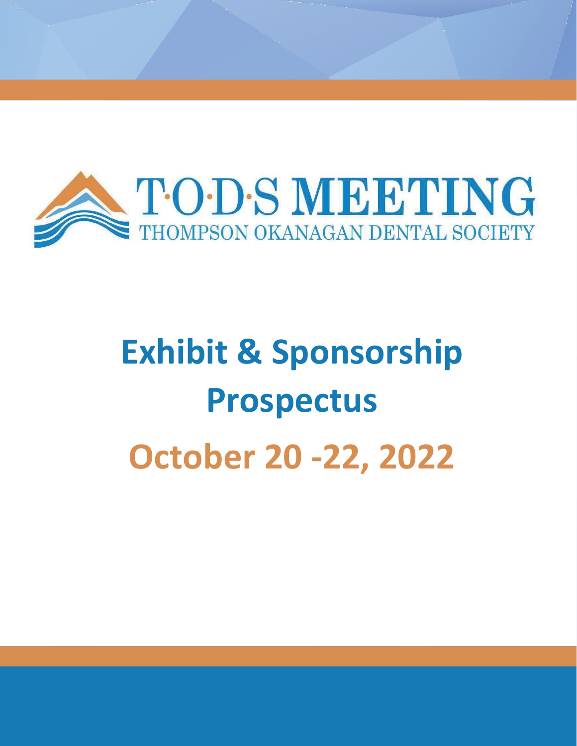# T·O·D·S MEETING

THOMPSON OKANAGAN DENTAL SOCIETY

# Exhibit & Sponsorship Prospectus

## October 20 -22, 2022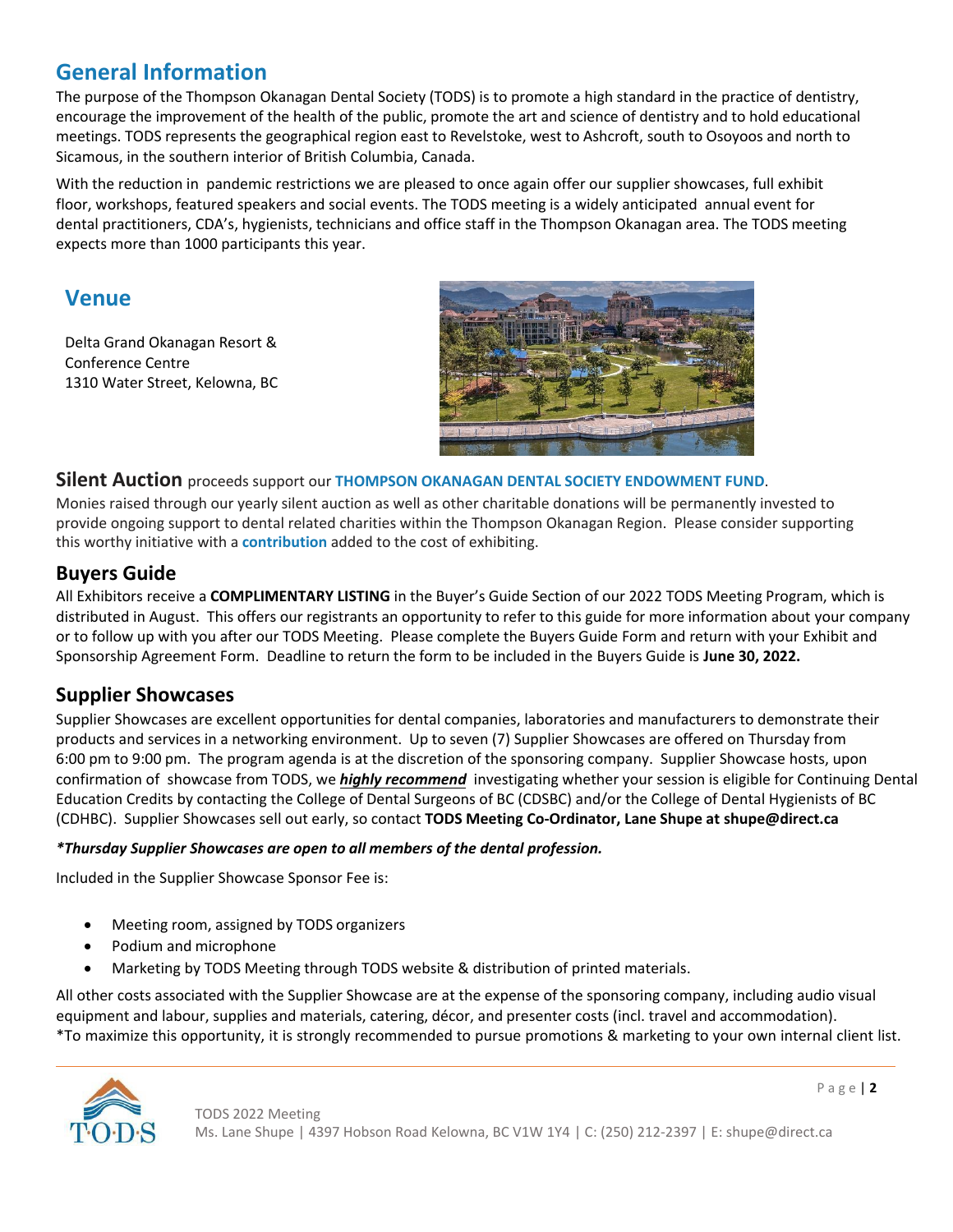## General Information

The purpose of the Thompson Okanagan Dental Society (TODS) is to promote a high standard in the practice of dentistry, encourage the improvement of the health of the public, promote the art and science of dentistry and to hold educational meetings. TODS represents the geographical region east to Revelstoke, west to Ashcroft, south to Osoyoos and north to Sicamous, in the southern interior of British Columbia, Canada.

With the reduction in pandemic restrictions we are pleased to once again offer our supplier showcases, full exhibit floor, workshops, featured speakers and social events. The TODS meeting is a widely anticipated annual event for dental practitioners, CDA's, hygienists, technicians and office staff in the Thompson Okanagan area. The TODS meeting expects more than 1000 participants this year.

## Venue

Delta Grand Okanagan Resort & Conference Centre
1310 Water Street, Kelowna, BC

### Silent Auction proceeds support our **THOMPSON OKANAGAN DENTAL SOCIETY ENDOWMENT FUND**.

Monies raised through our yearly silent auction as well as other charitable donations will be permanently invested to provide ongoing support to dental related charities within the Thompson Okanagan Region. Please consider supporting this worthy initiative with a **contribution** added to the cost of exhibiting.

### Buyers Guide

All Exhibitors receive a **COMPLIMENTARY LISTING** in the Buyer's Guide Section of our 2022 TODS Meeting Program, which is distributed in August. This offers our registrants an opportunity to refer to this guide for more information about your company or to follow up with you after our TODS Meeting. Please complete the Buyers Guide Form and return with your Exhibit and Sponsorship Agreement Form. Deadline to return the form to be included in the Buyers Guide is **June 30, 2022.**

### Supplier Showcases

Supplier Showcases are excellent opportunities for dental companies, laboratories and manufacturers to demonstrate their products and services in a networking environment. Up to seven (7) Supplier Showcases are offered on Thursday from 6:00 pm to 9:00 pm. The program agenda is at the discretion of the sponsoring company. Supplier Showcase hosts, upon confirmation of showcase from TODS, we ***highly recommend*** investigating whether your session is eligible for Continuing Dental Education Credits by contacting the College of Dental Surgeons of BC (CDSBC) and/or the College of Dental Hygienists of BC (CDHBC). Supplier Showcases sell out early, so contact **TODS Meeting Co-Ordinator, Lane Shupe at shupe@direct.ca**

***\*Thursday Supplier Showcases are open to all members of the dental profession.***

Included in the Supplier Showcase Sponsor Fee is:

- Meeting room, assigned by TODS organizers
- Podium and microphone
- Marketing by TODS Meeting through TODS website & distribution of printed materials.

All other costs associated with the Supplier Showcase are at the expense of the sponsoring company, including audio visual equipment and labour, supplies and materials, catering, décor, and presenter costs (incl. travel and accommodation).
\*To maximize this opportunity, it is strongly recommended to pursue promotions & marketing to your own internal client list.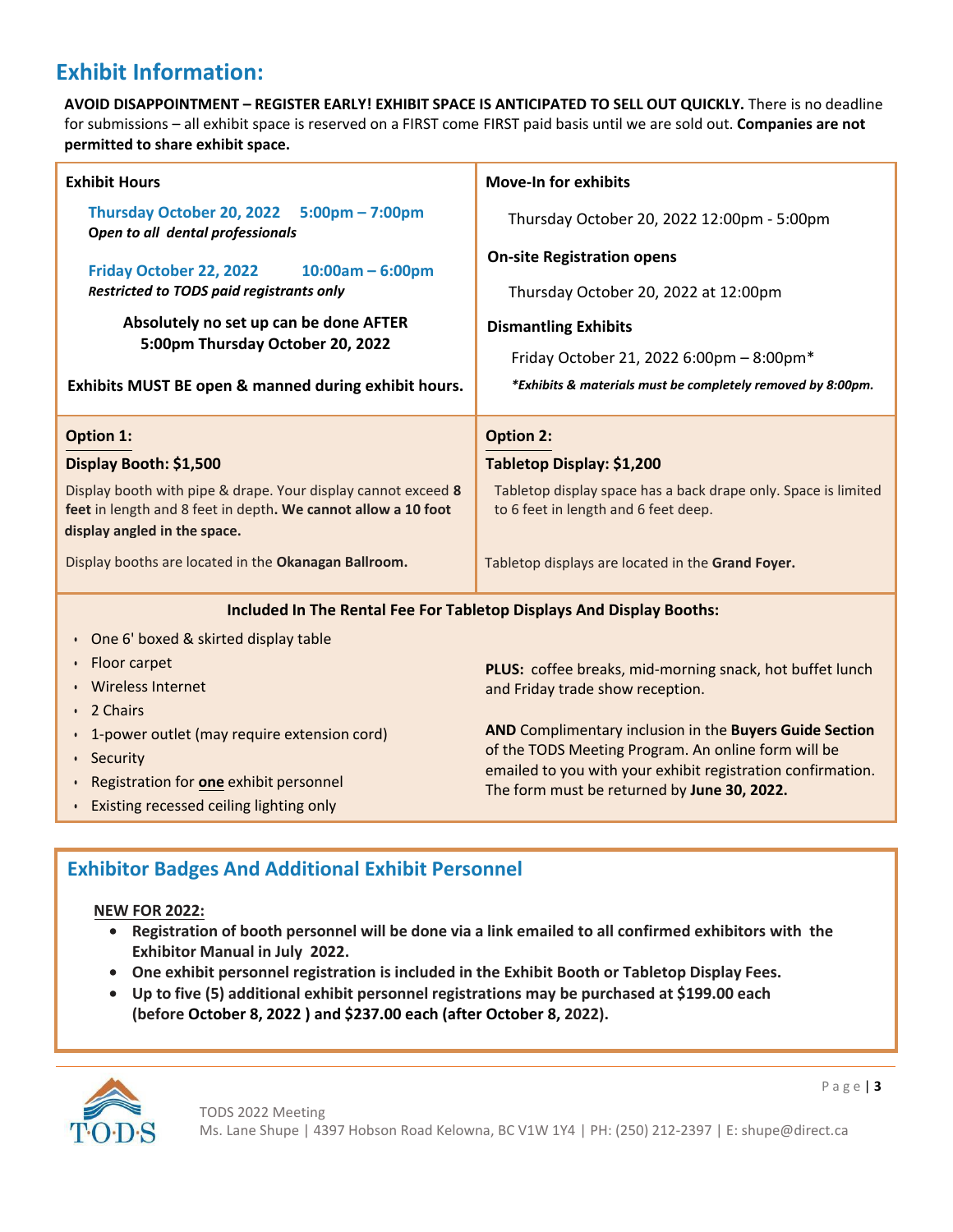## Exhibit Information:

**AVOID DISAPPOINTMENT – REGISTER EARLY! EXHIBIT SPACE IS ANTICIPATED TO SELL OUT QUICKLY.** There is no deadline for submissions – all exhibit space is reserved on a FIRST come FIRST paid basis until we are sold out. **Companies are not permitted to share exhibit space.**

### Exhibit Hours

**Thursday October 20, 2022 5:00pm – 7:00pm**
***Open to all dental professionals***

**Friday October 22, 2022 10:00am – 6:00pm**
***Restricted to TODS paid registrants only***

**Absolutely no set up can be done AFTER 5:00pm Thursday October 20, 2022**

**Exhibits MUST BE open & manned during exhibit hours.**

### Move-In for exhibits

Thursday October 20, 2022 12:00pm - 5:00pm

### On-site Registration opens

Thursday October 20, 2022 at 12:00pm

### Dismantling Exhibits

Friday October 21, 2022 6:00pm – 8:00pm*

***Exhibits & materials must be completely removed by 8:00pm.**

### Option 1:

**Display Booth: $1,500**

Display booth with pipe & drape. Your display cannot exceed **8 feet** in length and 8 feet in depth**. We cannot allow a 10 foot display angled in the space.**

Display booths are located in the **Okanagan Ballroom.**

### Option 2:

**Tabletop Display: $1,200**

Tabletop display space has a back drape only. Space is limited to 6 feet in length and 6 feet deep.

Tabletop displays are located in the **Grand Foyer.**

### Included In The Rental Fee For Tabletop Displays And Display Booths:

- One 6' boxed & skirted display table
- Floor carpet
- Wireless Internet
- 2 Chairs
- 1-power outlet (may require extension cord)
- Security
- Registration for **one** exhibit personnel
- Existing recessed ceiling lighting only

**PLUS:** coffee breaks, mid-morning snack, hot buffet lunch and Friday trade show reception.

**AND** Complimentary inclusion in the **Buyers Guide Section** of the TODS Meeting Program. An online form will be emailed to you with your exhibit registration confirmation. The form must be returned by **June 30, 2022.**

## Exhibitor Badges And Additional Exhibit Personnel

**NEW FOR 2022:**

- **Registration of booth personnel will be done via a link emailed to all confirmed exhibitors with the Exhibitor Manual in July 2022.**
- **One exhibit personnel registration is included in the Exhibit Booth or Tabletop Display Fees.**
- **Up to five (5) additional exhibit personnel registrations may be purchased at $199.00 each (before October 8, 2022 ) and $237.00 each (after October 8, 2022).**

TODS 2022 Meeting
Ms. Lane Shupe | 4397 Hobson Road Kelowna, BC V1W 1Y4 | PH: (250) 212-2397 | E: shupe@direct.ca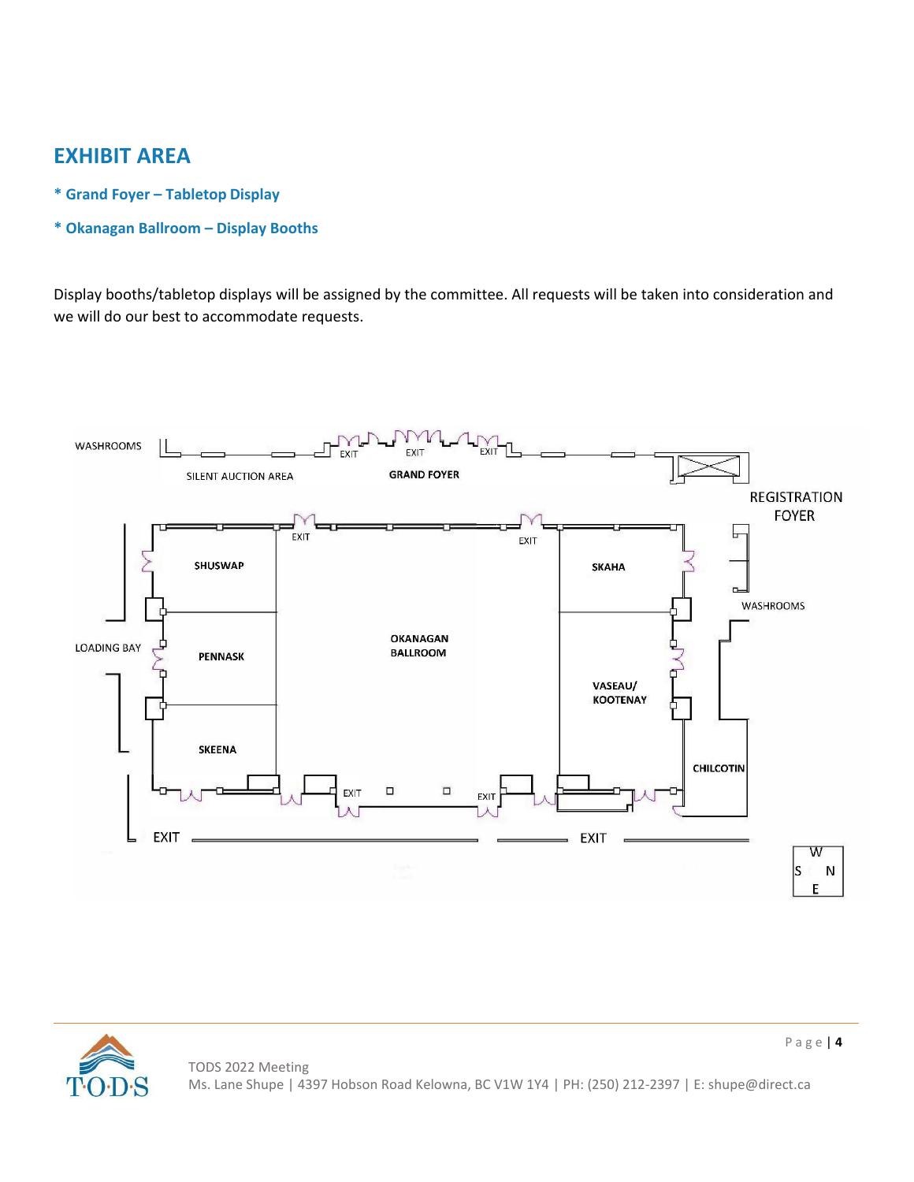## EXHIBIT AREA

**\* Grand Foyer – Tabletop Display**

**\* Okanagan Ballroom – Display Booths**

Display booths/tabletop displays will be assigned by the committee. All requests will be taken into consideration and we will do our best to accommodate requests.

WASHROOMS

SILENT AUCTION AREA

GRAND FOYER

EXIT EXIT EXIT

REGISTRATION FOYER

EXIT EXIT

SHUSWAP

SKAHA

WASHROOMS

LOADING BAY

PENNASK

OKANAGAN BALLROOM

VASEAU/ KOOTENAY

SKEENA

CHILCOTIN

EXIT EXIT

EXIT

EXIT

W S N E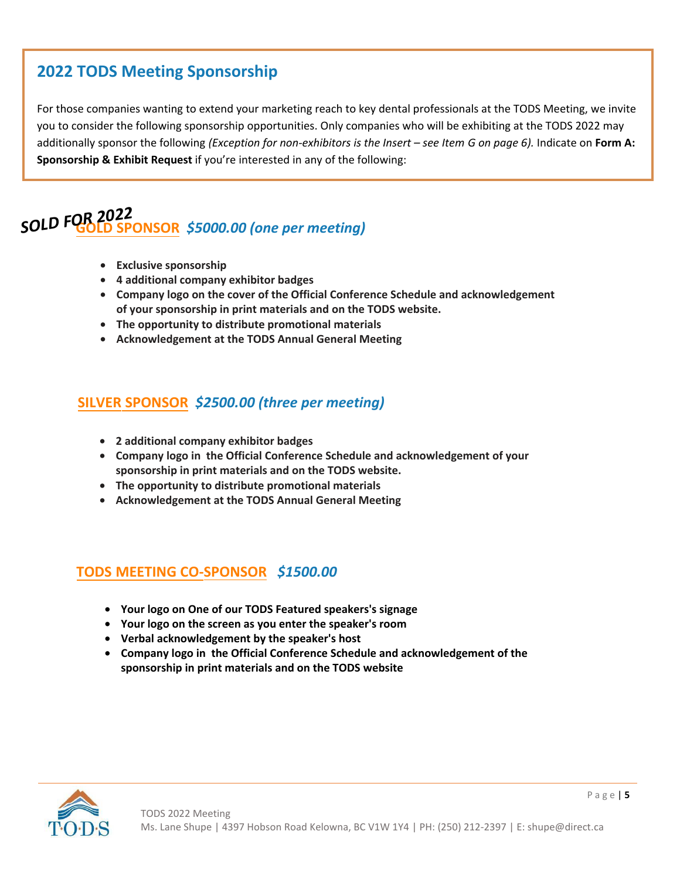## 2022 TODS Meeting Sponsorship

For those companies wanting to extend your marketing reach to key dental professionals at the TODS Meeting, we invite you to consider the following sponsorship opportunities. Only companies who will be exhibiting at the TODS 2022 may additionally sponsor the following *(Exception for non-exhibitors is the Insert – see Item G on page 6).* Indicate on **Form A: Sponsorship & Exhibit Request** if you're interested in any of the following:

***SOLD FOR 2022***

### GOLD SPONSOR *$5000.00 (one per meeting)*

- **Exclusive sponsorship**
- **4 additional company exhibitor badges**
- **Company logo on the cover of the Official Conference Schedule and acknowledgement of your sponsorship in print materials and on the TODS website.**
- **The opportunity to distribute promotional materials**
- **Acknowledgement at the TODS Annual General Meeting**

### SILVER SPONSOR *$2500.00 (three per meeting)*

- **2 additional company exhibitor badges**
- **Company logo in the Official Conference Schedule and acknowledgement of your sponsorship in print materials and on the TODS website.**
- **The opportunity to distribute promotional materials**
- **Acknowledgement at the TODS Annual General Meeting**

### TODS MEETING CO-SPONSOR *$1500.00*

- **Your logo on One of our TODS Featured speakers's signage**
- **Your logo on the screen as you enter the speaker's room**
- **Verbal acknowledgement by the speaker's host**
- **Company logo in the Official Conference Schedule and acknowledgement of the sponsorship in print materials and on the TODS website**

TODS 2022 Meeting
Ms. Lane Shupe | 4397 Hobson Road Kelowna, BC V1W 1Y4 | PH: (250) 212-2397 | E: shupe@direct.ca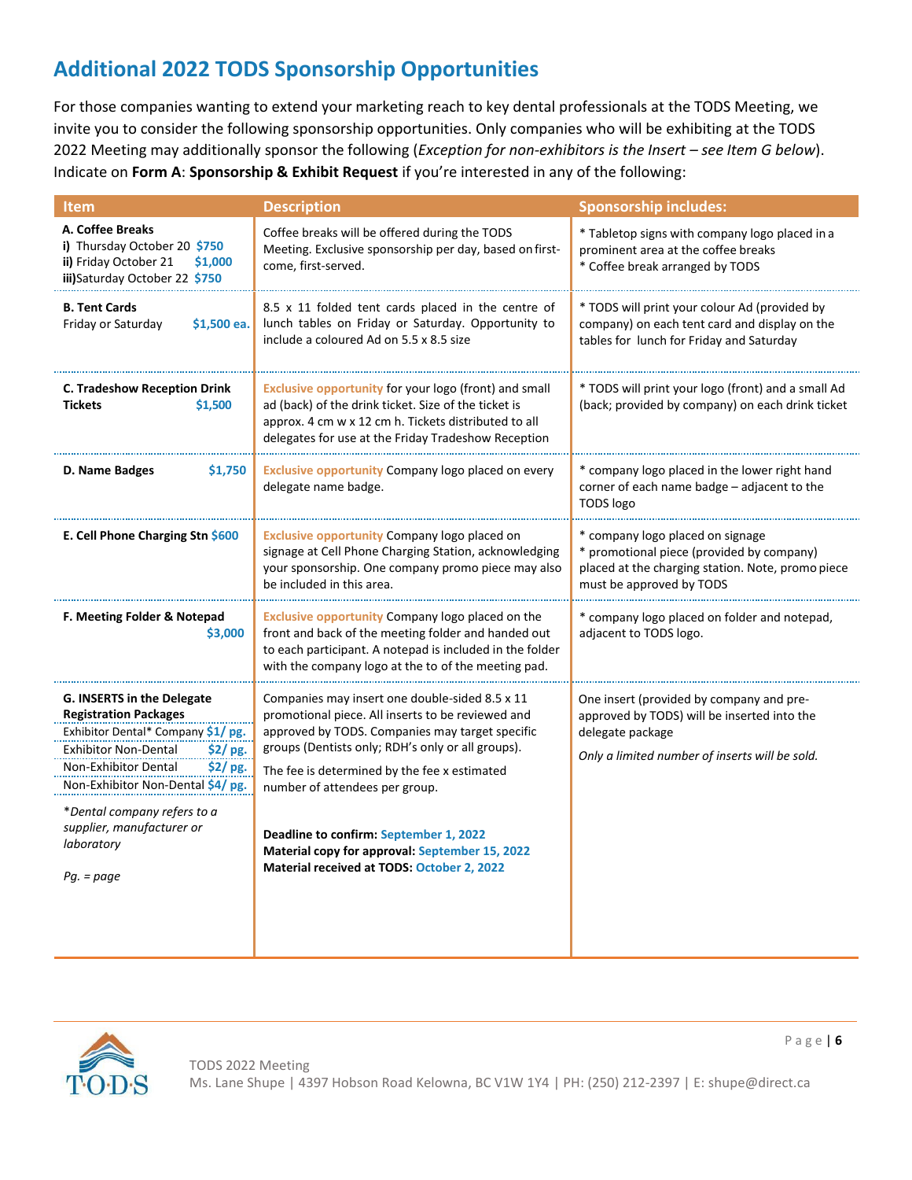## Additional 2022 TODS Sponsorship Opportunities

For those companies wanting to extend your marketing reach to key dental professionals at the TODS Meeting, we invite you to consider the following sponsorship opportunities. Only companies who will be exhibiting at the TODS 2022 Meeting may additionally sponsor the following (*Exception for non-exhibitors is the Insert – see Item G below*). Indicate on **Form A**: **Sponsorship & Exhibit Request** if you're interested in any of the following:

| Item | Description | Sponsorship includes: |
|---|---|---|
| **A. Coffee Breaks**<br>**i)** Thursday October 20 **$750**<br>**ii)** Friday October 21 **$1,000**<br>**iii)** Saturday October 22 **$750** | Coffee breaks will be offered during the TODS Meeting. Exclusive sponsorship per day, based on first-come, first-served. | * Tabletop signs with company logo placed in a prominent area at the coffee breaks<br>* Coffee break arranged by TODS |
| **B. Tent Cards**<br>Friday or Saturday **$1,500 ea.** | 8.5 x 11 folded tent cards placed in the centre of lunch tables on Friday or Saturday. Opportunity to include a coloured Ad on 5.5 x 8.5 size | * TODS will print your colour Ad (provided by company) on each tent card and display on the tables for lunch for Friday and Saturday |
| **C. Tradeshow Reception Drink Tickets** **$1,500** | **Exclusive opportunity** for your logo (front) and small ad (back) of the drink ticket. Size of the ticket is approx. 4 cm w x 12 cm h. Tickets distributed to all delegates for use at the Friday Tradeshow Reception | * TODS will print your logo (front) and a small Ad (back; provided by company) on each drink ticket |
| **D. Name Badges** **$1,750** | **Exclusive opportunity** Company logo placed on every delegate name badge. | * company logo placed in the lower right hand corner of each name badge – adjacent to the TODS logo |
| **E. Cell Phone Charging Stn** **$600** | **Exclusive opportunity** Company logo placed on signage at Cell Phone Charging Station, acknowledging your sponsorship. One company promo piece may also be included in this area. | * company logo placed on signage<br>* promotional piece (provided by company) placed at the charging station. Note, promo piece must be approved by TODS |
| **F. Meeting Folder & Notepad** **$3,000** | **Exclusive opportunity** Company logo placed on the front and back of the meeting folder and handed out to each participant. A notepad is included in the folder with the company logo at the to of the meeting pad. | * company logo placed on folder and notepad, adjacent to TODS logo. |
| **G. INSERTS in the Delegate Registration Packages**<br>Exhibitor Dental* Company **$1/ pg.**<br>Exhibitor Non-Dental **$2/ pg.**<br>Non-Exhibitor Dental **$2/ pg.**<br>Non-Exhibitor Non-Dental **$4/ pg.**<br><br>**Dental company refers to a supplier, manufacturer or laboratory*<br><br>*Pg. = page* | Companies may insert one double-sided 8.5 x 11 promotional piece. All inserts to be reviewed and approved by TODS. Companies may target specific groups (Dentists only; RDH's only or all groups).<br><br>The fee is determined by the fee x estimated number of attendees per group.<br><br>**Deadline to confirm:** September 1, 2022<br>**Material copy for approval:** September 15, 2022<br>**Material received at TODS:** October 2, 2022 | One insert (provided by company and pre-approved by TODS) will be inserted into the delegate package<br><br>*Only a limited number of inserts will be sold.* |

TODS 2022 Meeting
Ms. Lane Shupe | 4397 Hobson Road Kelowna, BC V1W 1Y4 | PH: (250) 212-2397 | E: shupe@direct.ca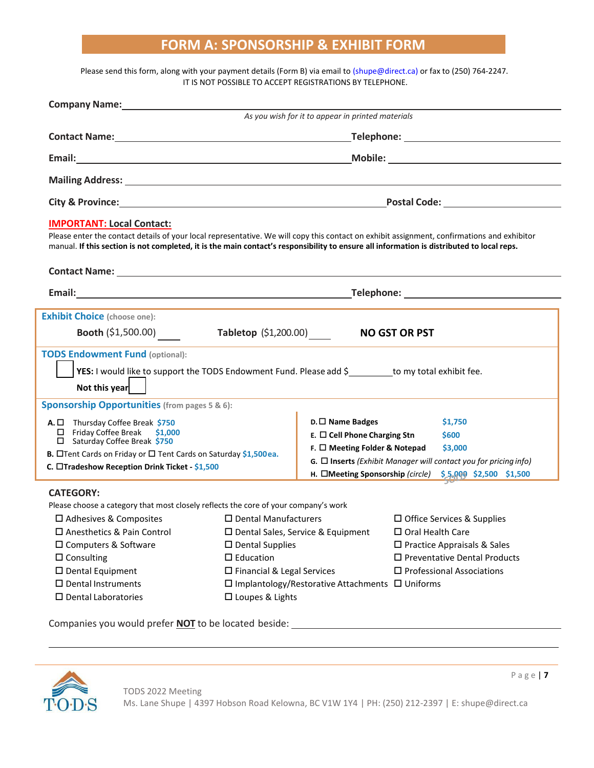# FORM A: SPONSORSHIP & EXHIBIT FORM

Please send this form, along with your payment details (Form B) via email to (shupe@direct.ca) or fax to (250) 764-2247.
IT IS NOT POSSIBLE TO ACCEPT REGISTRATIONS BY TELEPHONE.

**Company Name:** ______________________________________________
*As you wish for it to appear in printed materials*

**Contact Name:** ______________________ **Telephone:** ______________________

**Email:** ______________________ **Mobile:** ______________________

**Mailing Address:** ______________________________________________

**City & Province:** ______________________ **Postal Code:** ______________________

**IMPORTANT: Local Contact:**

Please enter the contact details of your local representative. We will copy this contact on exhibit assignment, confirmations and exhibitor manual. **If this section is not completed, it is the main contact's responsibility to ensure all information is distributed to local reps.**

**Contact Name:** ______________________________________________

**Email:** ______________________ **Telephone:** ______________________

**Exhibit Choice** (choose one):

**Booth** ($1,500.00) ____ **Tabletop** ($1,200.00) ____ **NO GST OR PST**

**TODS Endowment Fund** (optional):

☐ **YES:** I would like to support the TODS Endowment Fund. Please add $________ to my total exhibit fee.

**Not this year** ☐

**Sponsorship Opportunities** (from pages 5 & 6):

- **A.** ☐ Thursday Coffee Break $750
  - ☐ Friday Coffee Break $1,000
  - ☐ Saturday Coffee Break $750
- **B.** ☐ Tent Cards on Friday or ☐ Tent Cards on Saturday $1,500 ea.
- **C.** ☐ **Tradeshow Reception Drink Ticket** - $1,500
- **D.** ☐ **Name Badges** $1,750
- **E.** ☐ **Cell Phone Charging Stn** $600
- **F.** ☐ **Meeting Folder & Notepad** $3,000
- **G.** ☐ **Inserts** *(Exhibit Manager will contact you for pricing info)*
- **H.** ☐ **Meeting Sponsorship** *(circle)* $5,000 (SOLD) $2,500 $1,500

**CATEGORY:**

Please choose a category that most closely reflects the core of your company's work

- ☐ Adhesives & Composites
- ☐ Anesthetics & Pain Control
- ☐ Computers & Software
- ☐ Consulting
- ☐ Dental Equipment
- ☐ Dental Instruments
- ☐ Dental Laboratories
- ☐ Dental Manufacturers
- ☐ Dental Sales, Service & Equipment
- ☐ Dental Supplies
- ☐ Education
- ☐ Financial & Legal Services
- ☐ Implantology/Restorative Attachments
- ☐ Loupes & Lights
- ☐ Office Services & Supplies
- ☐ Oral Health Care
- ☐ Practice Appraisals & Sales
- ☐ Preventative Dental Products
- ☐ Professional Associations
- ☐ Uniforms

Companies you would prefer **NOT** to be located beside: ______________________________________________

TODS 2022 Meeting
Ms. Lane Shupe | 4397 Hobson Road Kelowna, BC V1W 1Y4 | PH: (250) 212-2397 | E: shupe@direct.ca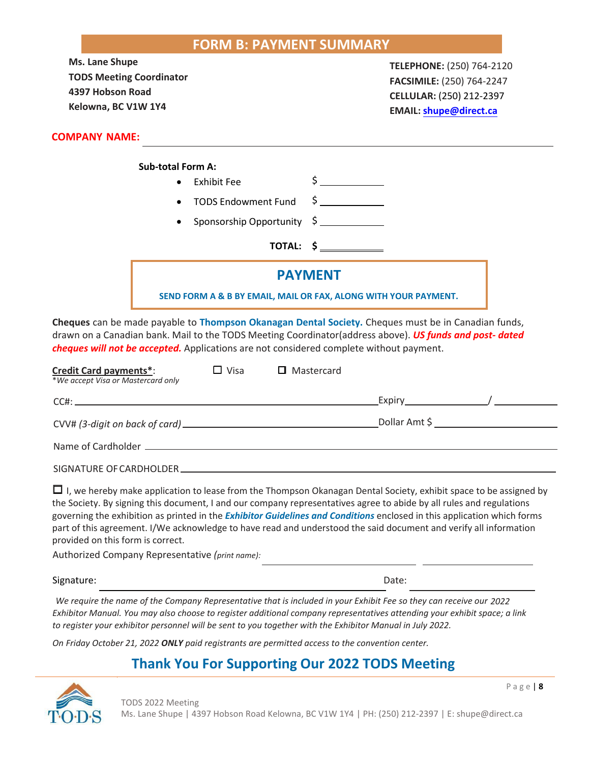## FORM B: PAYMENT SUMMARY

**Ms. Lane Shupe**
**TODS Meeting Coordinator**
**4397 Hobson Road**
**Kelowna, BC V1W 1Y4**

**TELEPHONE:** (250) 764-2120
**FACSIMILE:** (250) 764-2247
**CELLULAR:** (250) 212-2397
**EMAIL:** **shupe@direct.ca**

**COMPANY NAME:** ______________________________

**Sub-total Form A:**

- Exhibit Fee $ __________
- TODS Endowment Fund $ __________
- Sponsorship Opportunity $ __________

**TOTAL: $** __________

### PAYMENT

**SEND FORM A & B BY EMAIL, MAIL OR FAX, ALONG WITH YOUR PAYMENT.**

**Cheques** can be made payable to **Thompson Okanagan Dental Society.** Cheques must be in Canadian funds, drawn on a Canadian bank. Mail to the TODS Meeting Coordinator(address above). ***US funds and post- dated cheques will not be accepted.*** Applications are not considered complete without payment.

**Credit Card payments\***: ☐ Visa ☐ Mastercard
*\*We accept Visa or Mastercard only*

CC#: ______________________________ Expiry__________/__________

CVV# *(3-digit on back of card)* ______________________________ Dollar Amt $ __________

Name of Cardholder ______________________________

SIGNATURE OF CARDHOLDER ______________________________

☐ I, we hereby make application to lease from the Thompson Okanagan Dental Society, exhibit space to be assigned by the Society. By signing this document, I and our company representatives agree to abide by all rules and regulations governing the exhibition as printed in the ***Exhibitor Guidelines and Conditions*** enclosed in this application which forms part of this agreement. I/We acknowledge to have read and understood the said document and verify all information provided on this form is correct.

Authorized Company Representative *(print name):* ______________ ______________

Signature: ______________________________ Date: __________

*We require the name of the Company Representative that is included in your Exhibit Fee so they can receive our 2022 Exhibitor Manual. You may also choose to register additional company representatives attending your exhibit space; a link to register your exhibitor personnel will be sent to you together with the Exhibitor Manual in July 2022.*

*On Friday October 21, 2022 **ONLY** paid registrants are permitted access to the convention center.*

## Thank You For Supporting Our 2022 TODS Meeting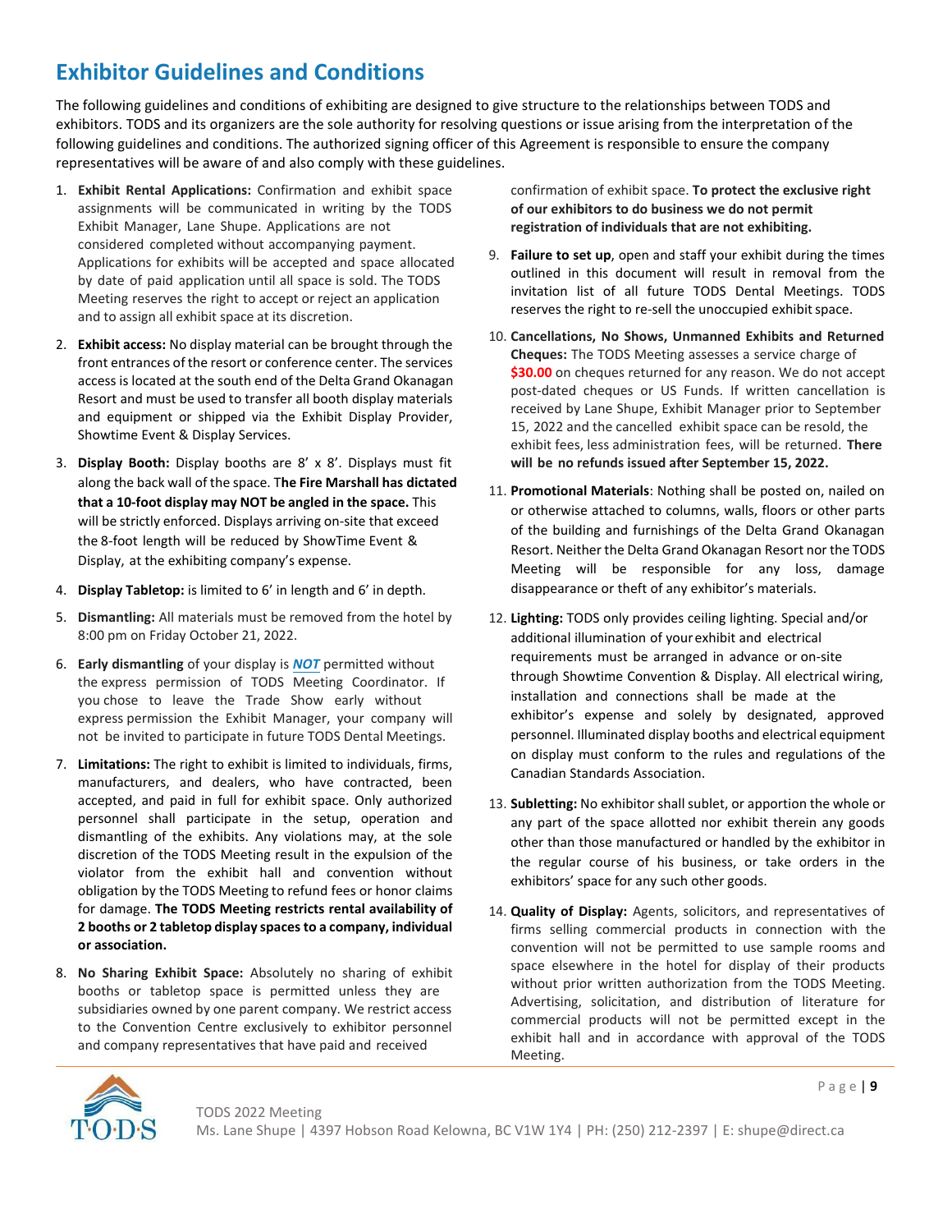# Exhibitor Guidelines and Conditions

The following guidelines and conditions of exhibiting are designed to give structure to the relationships between TODS and exhibitors. TODS and its organizers are the sole authority for resolving questions or issue arising from the interpretation of the following guidelines and conditions. The authorized signing officer of this Agreement is responsible to ensure the company representatives will be aware of and also comply with these guidelines.

1. **Exhibit Rental Applications:** Confirmation and exhibit space assignments will be communicated in writing by the TODS Exhibit Manager, Lane Shupe. Applications are not considered completed without accompanying payment. Applications for exhibits will be accepted and space allocated by date of paid application until all space is sold. The TODS Meeting reserves the right to accept or reject an application and to assign all exhibit space at its discretion.
2. **Exhibit access:** No display material can be brought through the front entrances of the resort or conference center. The services access is located at the south end of the Delta Grand Okanagan Resort and must be used to transfer all booth display materials and equipment or shipped via the Exhibit Display Provider, Showtime Event & Display Services.
3. **Display Booth:** Display booths are 8' x 8'. Displays must fit along the back wall of the space. T**he Fire Marshall has dictated that a 10-foot display may NOT be angled in the space.** This will be strictly enforced. Displays arriving on-site that exceed the 8-foot length will be reduced by ShowTime Event & Display, at the exhibiting company's expense.
4. **Display Tabletop:** is limited to 6' in length and 6' in depth.
5. **Dismantling:** All materials must be removed from the hotel by 8:00 pm on Friday October 21, 2022.
6. **Early dismantling** of your display is ***NOT*** permitted without the express permission of TODS Meeting Coordinator. If you chose to leave the Trade Show early without express permission the Exhibit Manager, your company will not be invited to participate in future TODS Dental Meetings.
7. **Limitations:** The right to exhibit is limited to individuals, firms, manufacturers, and dealers, who have contracted, been accepted, and paid in full for exhibit space. Only authorized personnel shall participate in the setup, operation and dismantling of the exhibits. Any violations may, at the sole discretion of the TODS Meeting result in the expulsion of the violator from the exhibit hall and convention without obligation by the TODS Meeting to refund fees or honor claims for damage. **The TODS Meeting restricts rental availability of 2 booths or 2 tabletop display spaces to a company, individual or association.**
8. **No Sharing Exhibit Space:** Absolutely no sharing of exhibit booths or tabletop space is permitted unless they are subsidiaries owned by one parent company. We restrict access to the Convention Centre exclusively to exhibitor personnel and company representatives that have paid and received confirmation of exhibit space. **To protect the exclusive right of our exhibitors to do business we do not permit registration of individuals that are not exhibiting.**
9. **Failure to set up**, open and staff your exhibit during the times outlined in this document will result in removal from the invitation list of all future TODS Dental Meetings. TODS reserves the right to re-sell the unoccupied exhibit space.
10. **Cancellations, No Shows, Unmanned Exhibits and Returned Cheques:** The TODS Meeting assesses a service charge of **$30.00** on cheques returned for any reason. We do not accept post-dated cheques or US Funds. If written cancellation is received by Lane Shupe, Exhibit Manager prior to September 15, 2022 and the cancelled exhibit space can be resold, the exhibit fees, less administration fees, will be returned. **There will be no refunds issued after September 15, 2022.**
11. **Promotional Materials**: Nothing shall be posted on, nailed on or otherwise attached to columns, walls, floors or other parts of the building and furnishings of the Delta Grand Okanagan Resort. Neither the Delta Grand Okanagan Resort nor the TODS Meeting will be responsible for any loss, damage disappearance or theft of any exhibitor's materials.
12. **Lighting:** TODS only provides ceiling lighting. Special and/or additional illumination of your exhibit and electrical requirements must be arranged in advance or on-site through Showtime Convention & Display. All electrical wiring, installation and connections shall be made at the exhibitor's expense and solely by designated, approved personnel. Illuminated display booths and electrical equipment on display must conform to the rules and regulations of the Canadian Standards Association.
13. **Subletting:** No exhibitor shall sublet, or apportion the whole or any part of the space allotted nor exhibit therein any goods other than those manufactured or handled by the exhibitor in the regular course of his business, or take orders in the exhibitors' space for any such other goods.
14. **Quality of Display:** Agents, solicitors, and representatives of firms selling commercial products in connection with the convention will not be permitted to use sample rooms and space elsewhere in the hotel for display of their products without prior written authorization from the TODS Meeting. Advertising, solicitation, and distribution of literature for commercial products will not be permitted except in the exhibit hall and in accordance with approval of the TODS Meeting.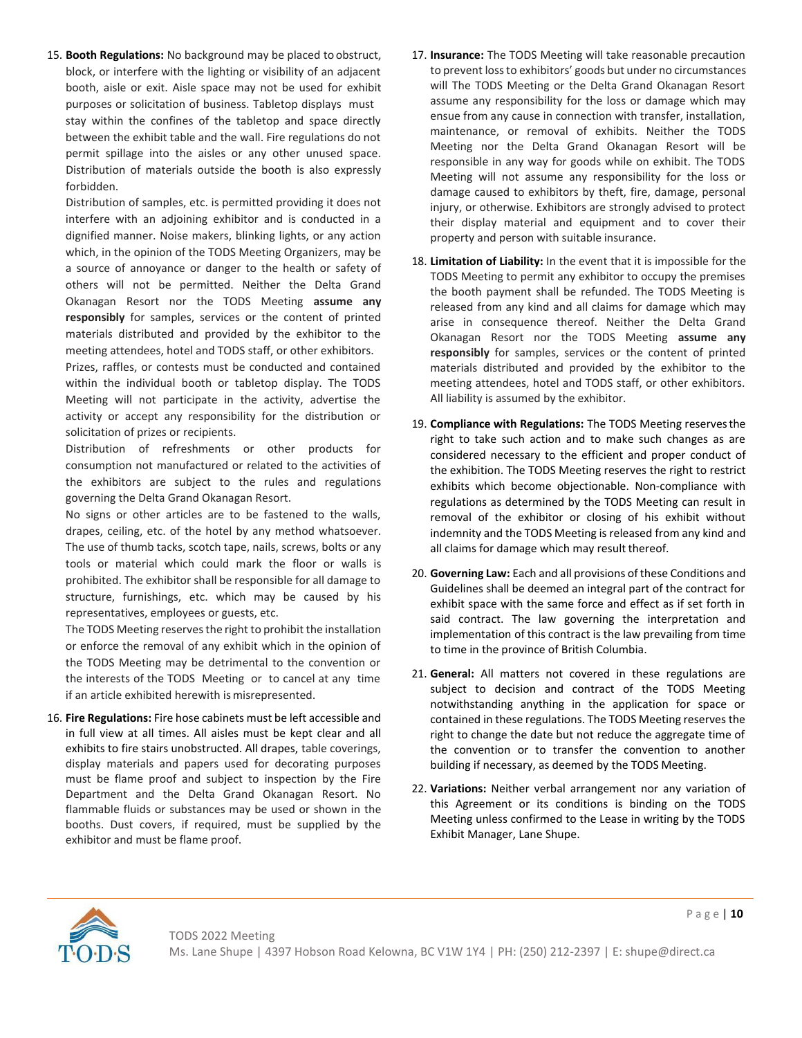15. **Booth Regulations:** No background may be placed to obstruct, block, or interfere with the lighting or visibility of an adjacent booth, aisle or exit. Aisle space may not be used for exhibit purposes or solicitation of business. Tabletop displays must stay within the confines of the tabletop and space directly between the exhibit table and the wall. Fire regulations do not permit spillage into the aisles or any other unused space. Distribution of materials outside the booth is also expressly forbidden.

    Distribution of samples, etc. is permitted providing it does not interfere with an adjoining exhibitor and is conducted in a dignified manner. Noise makers, blinking lights, or any action which, in the opinion of the TODS Meeting Organizers, may be a source of annoyance or danger to the health or safety of others will not be permitted. Neither the Delta Grand Okanagan Resort nor the TODS Meeting **assume any responsibly** for samples, services or the content of printed materials distributed and provided by the exhibitor to the meeting attendees, hotel and TODS staff, or other exhibitors.

    Prizes, raffles, or contests must be conducted and contained within the individual booth or tabletop display. The TODS Meeting will not participate in the activity, advertise the activity or accept any responsibility for the distribution or solicitation of prizes or recipients.

    Distribution of refreshments or other products for consumption not manufactured or related to the activities of the exhibitors are subject to the rules and regulations governing the Delta Grand Okanagan Resort.

    No signs or other articles are to be fastened to the walls, drapes, ceiling, etc. of the hotel by any method whatsoever. The use of thumb tacks, scotch tape, nails, screws, bolts or any tools or material which could mark the floor or walls is prohibited. The exhibitor shall be responsible for all damage to structure, furnishings, etc. which may be caused by his representatives, employees or guests, etc.

    The TODS Meeting reserves the right to prohibit the installation or enforce the removal of any exhibit which in the opinion of the TODS Meeting may be detrimental to the convention or the interests of the TODS Meeting or to cancel at any time if an article exhibited herewith is misrepresented.

16. **Fire Regulations:** Fire hose cabinets must be left accessible and in full view at all times. All aisles must be kept clear and all exhibits to fire stairs unobstructed. All drapes, table coverings, display materials and papers used for decorating purposes must be flame proof and subject to inspection by the Fire Department and the Delta Grand Okanagan Resort. No flammable fluids or substances may be used or shown in the booths. Dust covers, if required, must be supplied by the exhibitor and must be flame proof.

17. **Insurance:** The TODS Meeting will take reasonable precaution to prevent loss to exhibitors' goods but under no circumstances will The TODS Meeting or the Delta Grand Okanagan Resort assume any responsibility for the loss or damage which may ensue from any cause in connection with transfer, installation, maintenance, or removal of exhibits. Neither the TODS Meeting nor the Delta Grand Okanagan Resort will be responsible in any way for goods while on exhibit. The TODS Meeting will not assume any responsibility for the loss or damage caused to exhibitors by theft, fire, damage, personal injury, or otherwise. Exhibitors are strongly advised to protect their display material and equipment and to cover their property and person with suitable insurance.

18. **Limitation of Liability:** In the event that it is impossible for the TODS Meeting to permit any exhibitor to occupy the premises the booth payment shall be refunded. The TODS Meeting is released from any kind and all claims for damage which may arise in consequence thereof. Neither the Delta Grand Okanagan Resort nor the TODS Meeting **assume any responsibly** for samples, services or the content of printed materials distributed and provided by the exhibitor to the meeting attendees, hotel and TODS staff, or other exhibitors. All liability is assumed by the exhibitor.

19. **Compliance with Regulations:** The TODS Meeting reserves the right to take such action and to make such changes as are considered necessary to the efficient and proper conduct of the exhibition. The TODS Meeting reserves the right to restrict exhibits which become objectionable. Non-compliance with regulations as determined by the TODS Meeting can result in removal of the exhibitor or closing of his exhibit without indemnity and the TODS Meeting is released from any kind and all claims for damage which may result thereof.

20. **Governing Law:** Each and all provisions of these Conditions and Guidelines shall be deemed an integral part of the contract for exhibit space with the same force and effect as if set forth in said contract. The law governing the interpretation and implementation of this contract is the law prevailing from time to time in the province of British Columbia.

21. **General:** All matters not covered in these regulations are subject to decision and contract of the TODS Meeting notwithstanding anything in the application for space or contained in these regulations. The TODS Meeting reserves the right to change the date but not reduce the aggregate time of the convention or to transfer the convention to another building if necessary, as deemed by the TODS Meeting.

22. **Variations:** Neither verbal arrangement nor any variation of this Agreement or its conditions is binding on the TODS Meeting unless confirmed to the Lease in writing by the TODS Exhibit Manager, Lane Shupe.